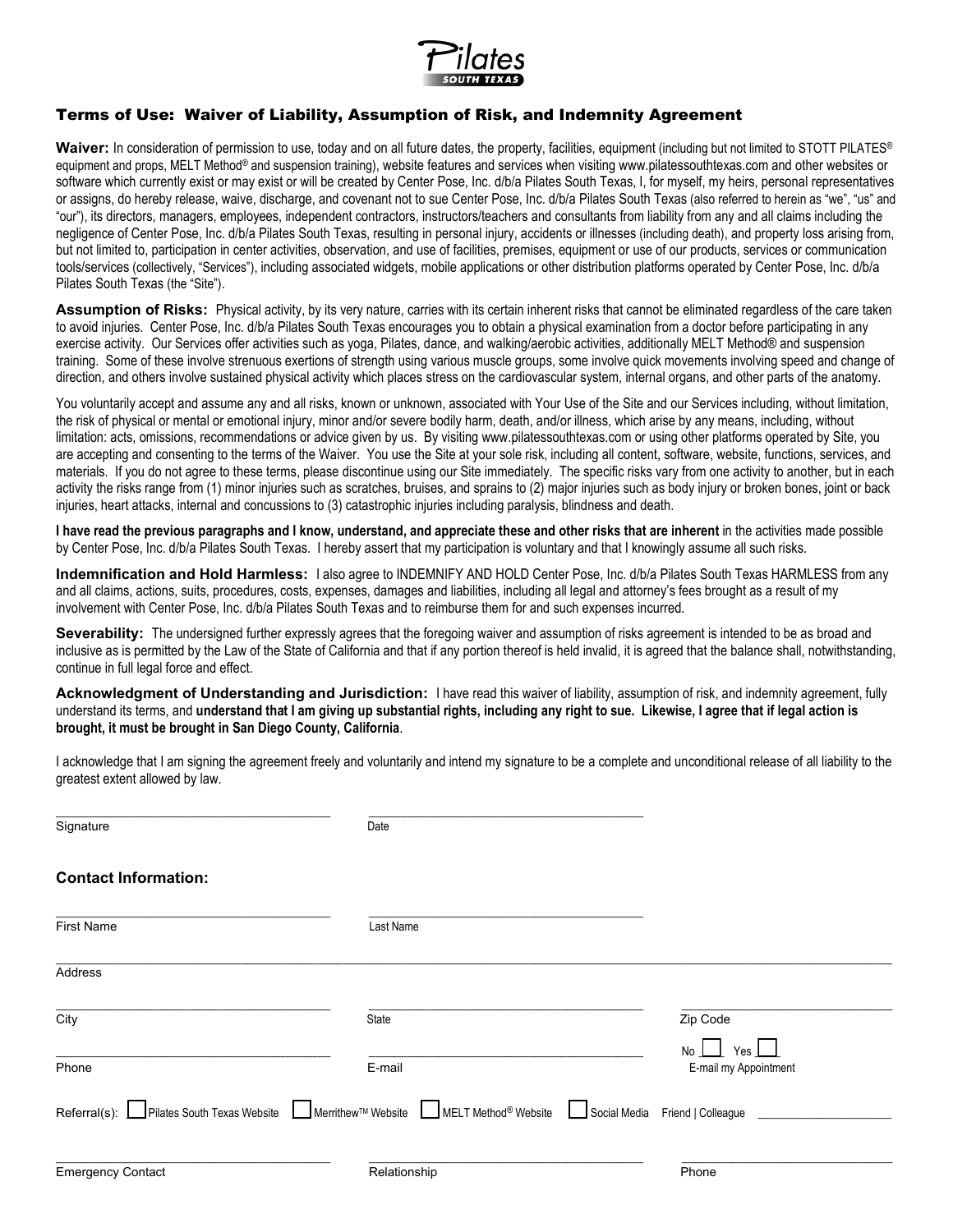# Pilates SOUTH TEXAS

## Terms of Use: Waiver of Liability, Assumption of Risk, and Indemnity Agreement

**Waiver:** In consideration of permission to use, today and on all future dates, the property, facilities, equipment (including but not limited to STOTT PILATES® equipment and props, MELT Method® and suspension training), website features and services when visiting www.pilatessouthtexas.com and other websites or software which currently exist or may exist or will be created by Center Pose, Inc. d/b/a Pilates South Texas, I, for myself, my heirs, personal representatives or assigns, do hereby release, waive, discharge, and covenant not to sue Center Pose, Inc. d/b/a Pilates South Texas (also referred to herein as "we", "us" and "our"), its directors, managers, employees, independent contractors, instructors/teachers and consultants from liability from any and all claims including the negligence of Center Pose, Inc. d/b/a Pilates South Texas, resulting in personal injury, accidents or illnesses (including death), and property loss arising from, but not limited to, participation in center activities, observation, and use of facilities, premises, equipment or use of our products, services or communication tools/services (collectively, "Services"), including associated widgets, mobile applications or other distribution platforms operated by Center Pose, Inc. d/b/a Pilates South Texas (the "Site").

**Assumption of Risks:** Physical activity, by its very nature, carries with its certain inherent risks that cannot be eliminated regardless of the care taken to avoid injuries. Center Pose, Inc. d/b/a Pilates South Texas encourages you to obtain a physical examination from a doctor before participating in any exercise activity. Our Services offer activities such as yoga, Pilates, dance, and walking/aerobic activities, additionally MELT Method® and suspension training. Some of these involve strenuous exertions of strength using various muscle groups, some involve quick movements involving speed and change of direction, and others involve sustained physical activity which places stress on the cardiovascular system, internal organs, and other parts of the anatomy.

You voluntarily accept and assume any and all risks, known or unknown, associated with Your Use of the Site and our Services including, without limitation, the risk of physical or mental or emotional injury, minor and/or severe bodily harm, death, and/or illness, which arise by any means, including, without limitation: acts, omissions, recommendations or advice given by us. By visiting www.pilatessouthtexas.com or using other platforms operated by Site, you are accepting and consenting to the terms of the Waiver. You use the Site at your sole risk, including all content, software, website, functions, services, and materials. If you do not agree to these terms, please discontinue using our Site immediately. The specific risks vary from one activity to another, but in each activity the risks range from (1) minor injuries such as scratches, bruises, and sprains to (2) major injuries such as body injury or broken bones, joint or back injuries, heart attacks, internal and concussions to (3) catastrophic injuries including paralysis, blindness and death.

**I have read the previous paragraphs and I know, understand, and appreciate these and other risks that are inherent** in the activities made possible by Center Pose, Inc. d/b/a Pilates South Texas. I hereby assert that my participation is voluntary and that I knowingly assume all such risks.

**Indemnification and Hold Harmless:** I also agree to INDEMNIFY AND HOLD Center Pose, Inc. d/b/a Pilates South Texas HARMLESS from any and all claims, actions, suits, procedures, costs, expenses, damages and liabilities, including all legal and attorney's fees brought as a result of my involvement with Center Pose, Inc. d/b/a Pilates South Texas and to reimburse them for and such expenses incurred.

**Severability:** The undersigned further expressly agrees that the foregoing waiver and assumption of risks agreement is intended to be as broad and inclusive as is permitted by the Law of the State of California and that if any portion thereof is held invalid, it is agreed that the balance shall, notwithstanding, continue in full legal force and effect.

**Acknowledgment of Understanding and Jurisdiction:** I have read this waiver of liability, assumption of risk, and indemnity agreement, fully understand its terms, and **understand that I am giving up substantial rights, including any right to sue. Likewise, I agree that if legal action is brought, it must be brought in San Diego County, California**.

I acknowledge that I am signing the agreement freely and voluntarily and intend my signature to be a complete and unconditional release of all liability to the greatest extent allowed by law.

Signature ______________________ Date ______________________

### Contact Information:

First Name ______________________ Last Name ______________________

Address ______________________

City ______________________ State ______________________ Zip Code ______________________

Phone ______________________ E-mail ______________________ No ☐ Yes ☐ E-mail my Appointment

Referral(s): ☐ Pilates South Texas Website ☐ Merrithew™ Website ☐ MELT Method® Website ☐ Social Media Friend | Colleague ______________________

Emergency Contact ______________________ Relationship ______________________ Phone ______________________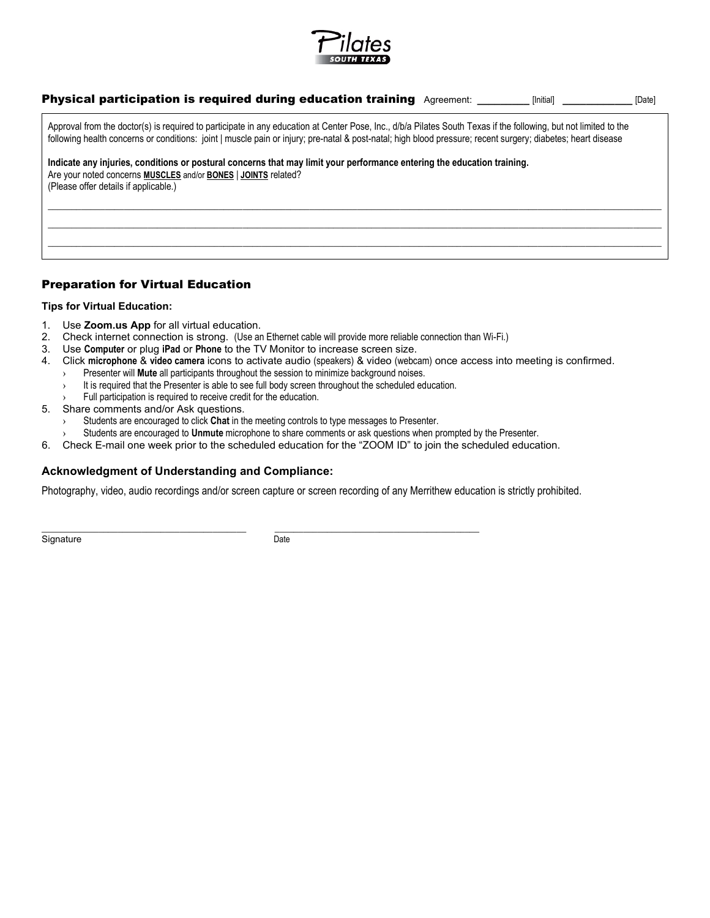Pilates SOUTH TEXAS

## Physical participation is required during education training

Agreement: _________ [Initial] _____________ [Date]

Approval from the doctor(s) is required to participate in any education at Center Pose, Inc., d/b/a Pilates South Texas if the following, but not limited to the following health concerns or conditions: joint | muscle pain or injury; pre-natal & post-natal; high blood pressure; recent surgery; diabetes; heart disease

**Indicate any injuries, conditions or postural concerns that may limit your performance entering the education training.**
Are your noted concerns **MUSCLES** and/or **BONES** | **JOINTS** related?
(Please offer details if applicable.)

_______________________________________________________________________________

_______________________________________________________________________________

_______________________________________________________________________________

## Preparation for Virtual Education

**Tips for Virtual Education:**

1. Use **Zoom.us App** for all virtual education.
2. Check internet connection is strong. (Use an Ethernet cable will provide more reliable connection than Wi-Fi.)
3. Use **Computer** or plug **iPad** or **Phone** to the TV Monitor to increase screen size.
4. Click **microphone** & **video camera** icons to activate audio (speakers) & video (webcam) once access into meeting is confirmed.
   - Presenter will **Mute** all participants throughout the session to minimize background noises.
   - It is required that the Presenter is able to see full body screen throughout the scheduled education.
   - Full participation is required to receive credit for the education.
5. Share comments and/or Ask questions.
   - Students are encouraged to click **Chat** in the meeting controls to type messages to Presenter.
   - Students are encouraged to **Unmute** microphone to share comments or ask questions when prompted by the Presenter.
6. Check E-mail one week prior to the scheduled education for the "ZOOM ID" to join the scheduled education.

### Acknowledgment of Understanding and Compliance:

Photography, video, audio recordings and/or screen capture or screen recording of any Merrithew education is strictly prohibited.

_______________________________________ _______________________________________
Signature Date